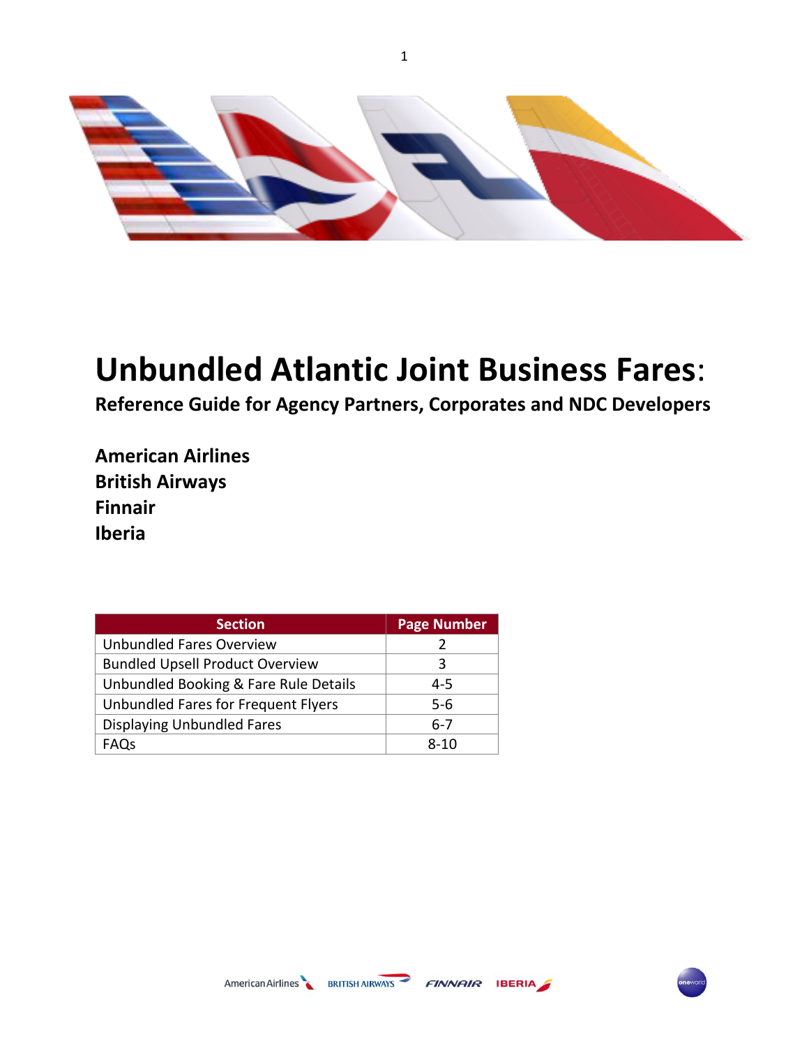# Unbundled Atlantic Joint Business Fares:

## Reference Guide for Agency Partners, Corporates and NDC Developers

**American Airlines**
**British Airways**
**Finnair**
**Iberia**

| Section | Page Number |
|---|---|
| Unbundled Fares Overview | 2 |
| Bundled Upsell Product Overview | 3 |
| Unbundled Booking & Fare Rule Details | 4-5 |
| Unbundled Fares for Frequent Flyers | 5-6 |
| Displaying Unbundled Fares | 6-7 |
| FAQs | 8-10 |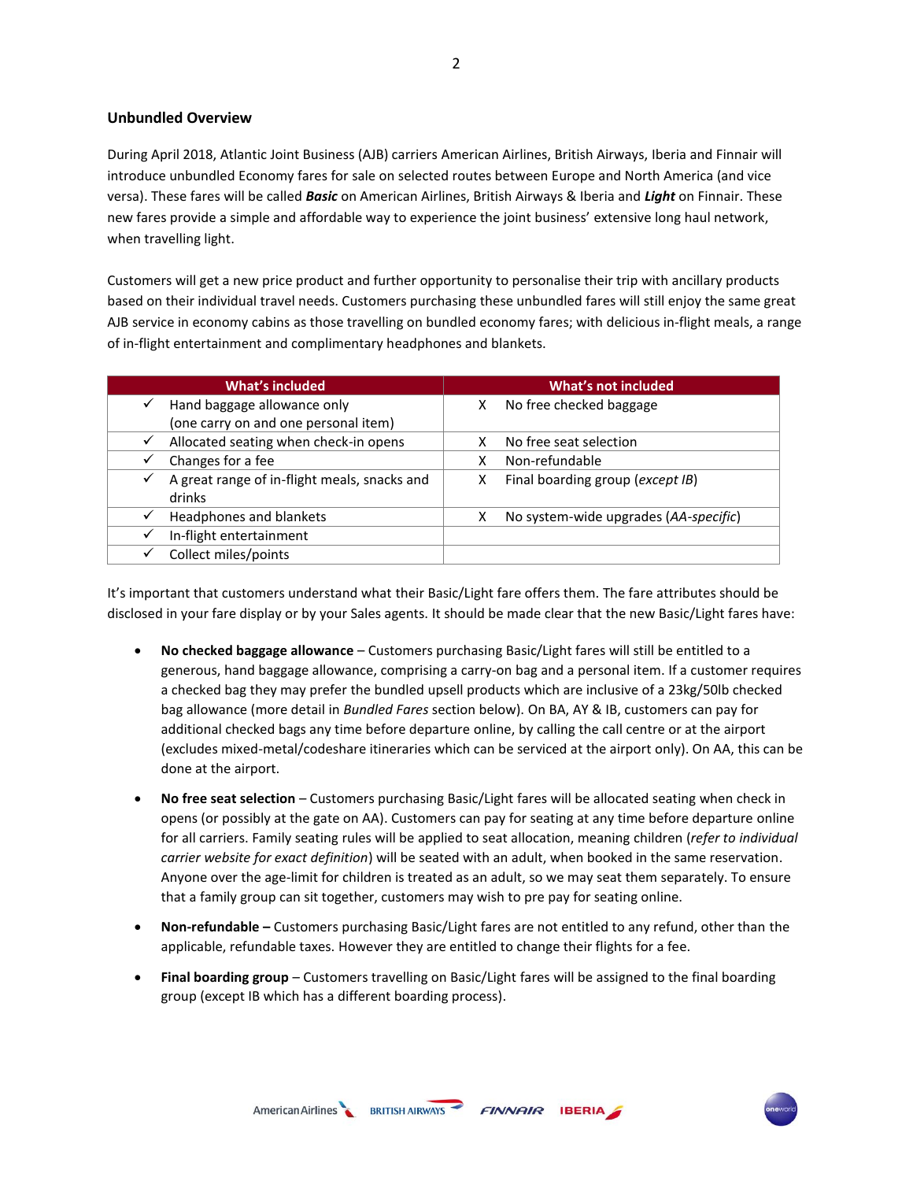## Unbundled Overview

During April 2018, Atlantic Joint Business (AJB) carriers American Airlines, British Airways, Iberia and Finnair will introduce unbundled Economy fares for sale on selected routes between Europe and North America (and vice versa). These fares will be called ***Basic*** on American Airlines, British Airways & Iberia and ***Light*** on Finnair. These new fares provide a simple and affordable way to experience the joint business' extensive long haul network, when travelling light.

Customers will get a new price product and further opportunity to personalise their trip with ancillary products based on their individual travel needs. Customers purchasing these unbundled fares will still enjoy the same great AJB service in economy cabins as those travelling on bundled economy fares; with delicious in-flight meals, a range of in-flight entertainment and complimentary headphones and blankets.

| What's included | What's not included |
|---|---|
| ✓ Hand baggage allowance only (one carry on and one personal item) | X No free checked baggage |
| ✓ Allocated seating when check-in opens | X No free seat selection |
| ✓ Changes for a fee | X Non-refundable |
| ✓ A great range of in-flight meals, snacks and drinks | X Final boarding group (*except IB*) |
| ✓ Headphones and blankets | X No system-wide upgrades (*AA-specific*) |
| ✓ In-flight entertainment | |
| ✓ Collect miles/points | |

It's important that customers understand what their Basic/Light fare offers them. The fare attributes should be disclosed in your fare display or by your Sales agents. It should be made clear that the new Basic/Light fares have:

- **No checked baggage allowance** – Customers purchasing Basic/Light fares will still be entitled to a generous, hand baggage allowance, comprising a carry-on bag and a personal item. If a customer requires a checked bag they may prefer the bundled upsell products which are inclusive of a 23kg/50lb checked bag allowance (more detail in *Bundled Fares* section below). On BA, AY & IB, customers can pay for additional checked bags any time before departure online, by calling the call centre or at the airport (excludes mixed-metal/codeshare itineraries which can be serviced at the airport only). On AA, this can be done at the airport.
- **No free seat selection** – Customers purchasing Basic/Light fares will be allocated seating when check in opens (or possibly at the gate on AA). Customers can pay for seating at any time before departure online for all carriers. Family seating rules will be applied to seat allocation, meaning children (*refer to individual carrier website for exact definition*) will be seated with an adult, when booked in the same reservation. Anyone over the age-limit for children is treated as an adult, so we may seat them separately. To ensure that a family group can sit together, customers may wish to pre pay for seating online.
- **Non-refundable –** Customers purchasing Basic/Light fares are not entitled to any refund, other than the applicable, refundable taxes. However they are entitled to change their flights for a fee.
- **Final boarding group** – Customers travelling on Basic/Light fares will be assigned to the final boarding group (except IB which has a different boarding process).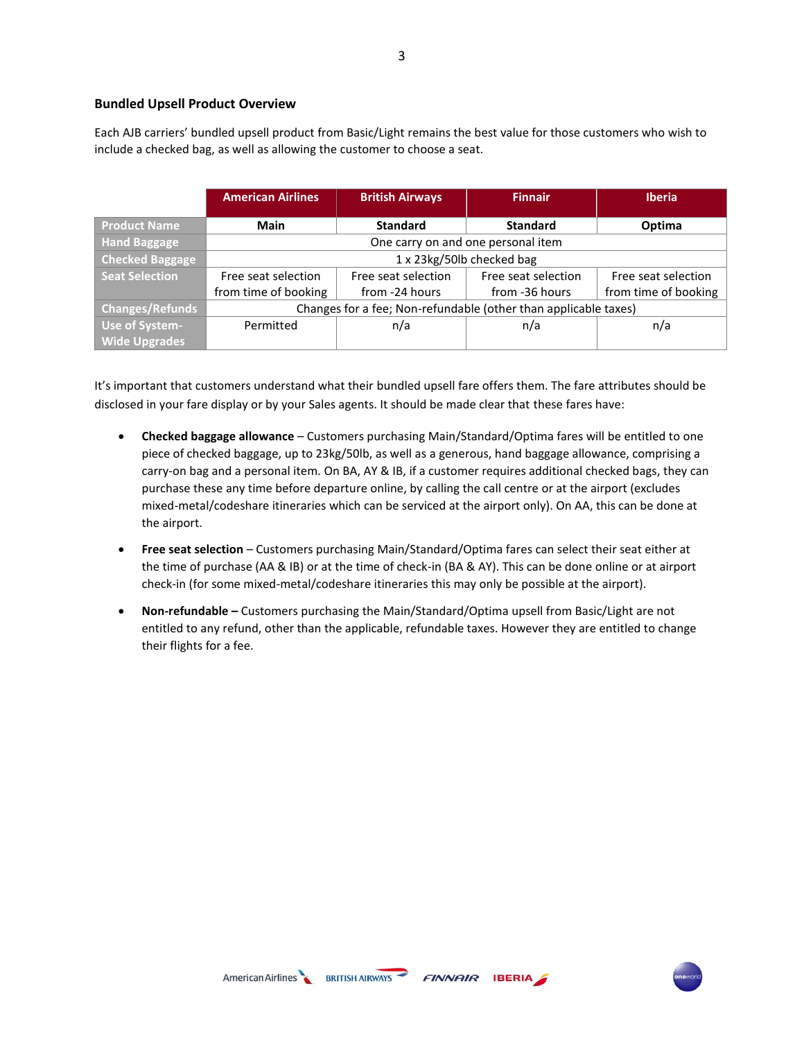### Bundled Upsell Product Overview

Each AJB carriers' bundled upsell product from Basic/Light remains the best value for those customers who wish to include a checked bag, as well as allowing the customer to choose a seat.

| | American Airlines | British Airways | Finnair | Iberia |
|---|---|---|---|---|
| Product Name | **Main** | **Standard** | **Standard** | **Optima** |
| Hand Baggage | One carry on and one personal item | | | |
| Checked Baggage | 1 x 23kg/50lb checked bag | | | |
| Seat Selection | Free seat selection from time of booking | Free seat selection from -24 hours | Free seat selection from -36 hours | Free seat selection from time of booking |
| Changes/Refunds | Changes for a fee; Non-refundable (other than applicable taxes) | | | |
| Use of System-Wide Upgrades | Permitted | n/a | n/a | n/a |

It's important that customers understand what their bundled upsell fare offers them. The fare attributes should be disclosed in your fare display or by your Sales agents. It should be made clear that these fares have:

- **Checked baggage allowance** – Customers purchasing Main/Standard/Optima fares will be entitled to one piece of checked baggage, up to 23kg/50lb, as well as a generous, hand baggage allowance, comprising a carry-on bag and a personal item. On BA, AY & IB, if a customer requires additional checked bags, they can purchase these any time before departure online, by calling the call centre or at the airport (excludes mixed-metal/codeshare itineraries which can be serviced at the airport only). On AA, this can be done at the airport.
- **Free seat selection** – Customers purchasing Main/Standard/Optima fares can select their seat either at the time of purchase (AA & IB) or at the time of check-in (BA & AY). This can be done online or at airport check-in (for some mixed-metal/codeshare itineraries this may only be possible at the airport).
- **Non-refundable –** Customers purchasing the Main/Standard/Optima upsell from Basic/Light are not entitled to any refund, other than the applicable, refundable taxes. However they are entitled to change their flights for a fee.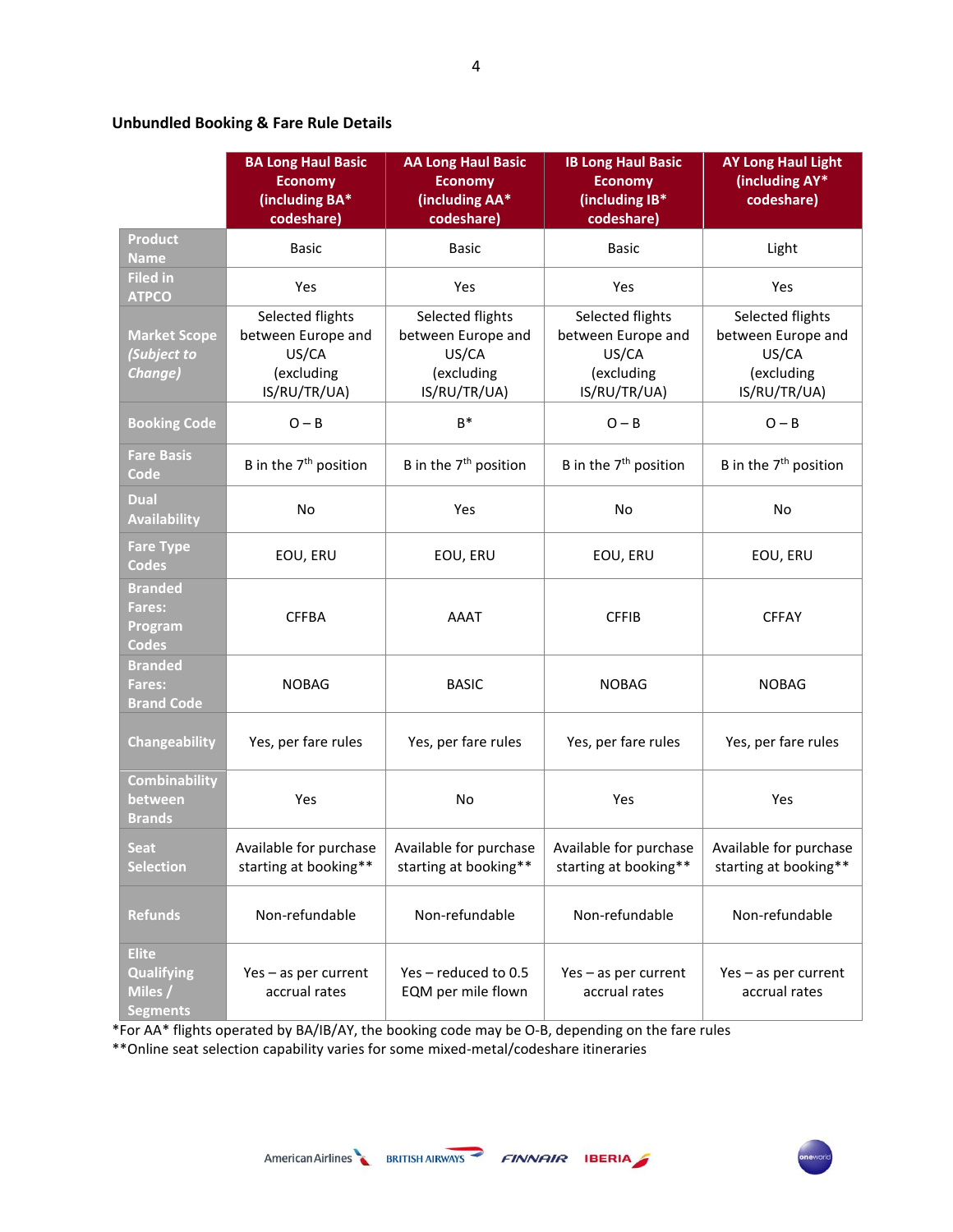**Unbundled Booking & Fare Rule Details**

| | BA Long Haul Basic Economy (including BA* codeshare) | AA Long Haul Basic Economy (including AA* codeshare) | IB Long Haul Basic Economy (including IB* codeshare) | AY Long Haul Light (including AY* codeshare) |
|---|---|---|---|---|
| Product Name | Basic | Basic | Basic | Light |
| Filed in ATPCO | Yes | Yes | Yes | Yes |
| Market Scope *(Subject to Change)* | Selected flights between Europe and US/CA (excluding IS/RU/TR/UA) | Selected flights between Europe and US/CA (excluding IS/RU/TR/UA) | Selected flights between Europe and US/CA (excluding IS/RU/TR/UA) | Selected flights between Europe and US/CA (excluding IS/RU/TR/UA) |
| Booking Code | O – B | B* | O – B | O – B |
| Fare Basis Code | B in the 7th position | B in the 7th position | B in the 7th position | B in the 7th position |
| Dual Availability | No | Yes | No | No |
| Fare Type Codes | EOU, ERU | EOU, ERU | EOU, ERU | EOU, ERU |
| Branded Fares: Program Codes | CFFBA | AAAT | CFFIB | CFFAY |
| Branded Fares: Brand Code | NOBAG | BASIC | NOBAG | NOBAG |
| Changeability | Yes, per fare rules | Yes, per fare rules | Yes, per fare rules | Yes, per fare rules |
| Combinability between Brands | Yes | No | Yes | Yes |
| Seat Selection | Available for purchase starting at booking** | Available for purchase starting at booking** | Available for purchase starting at booking** | Available for purchase starting at booking** |
| Refunds | Non-refundable | Non-refundable | Non-refundable | Non-refundable |
| Elite Qualifying Miles / Segments | Yes – as per current accrual rates | Yes – reduced to 0.5 EQM per mile flown | Yes – as per current accrual rates | Yes – as per current accrual rates |

*For AA* flights operated by BA/IB/AY, the booking code may be O-B, depending on the fare rules

**Online seat selection capability varies for some mixed-metal/codeshare itineraries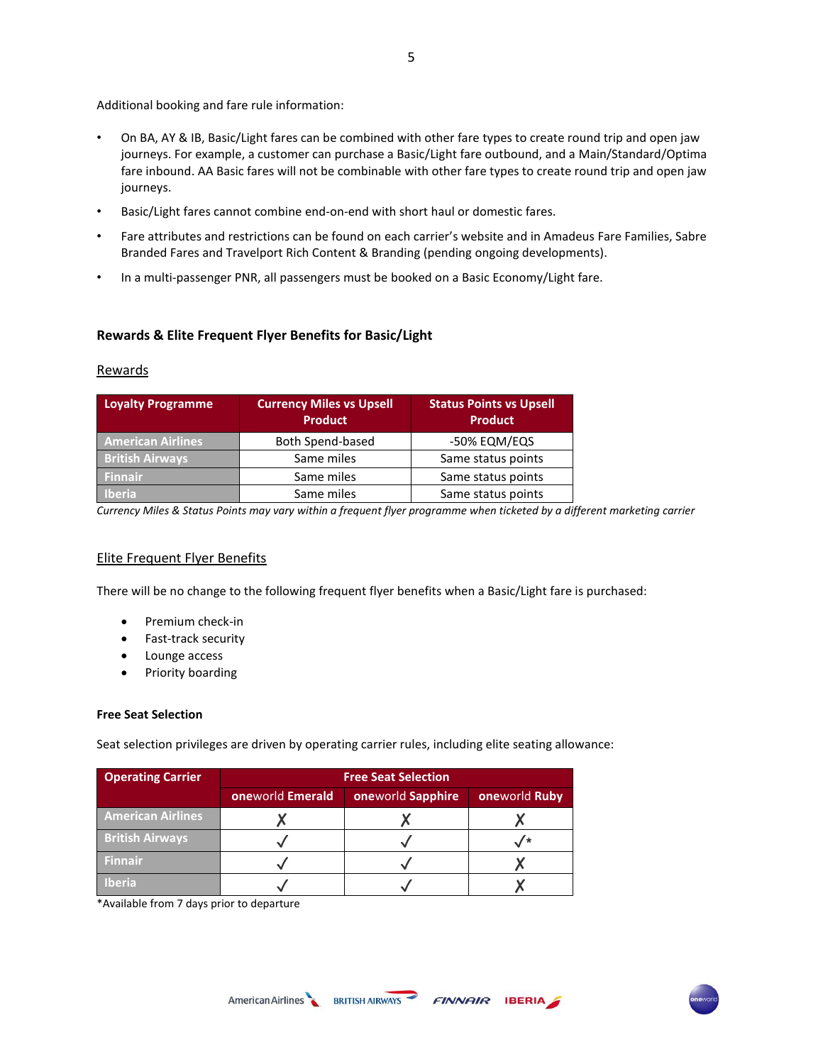Additional booking and fare rule information:

- On BA, AY & IB, Basic/Light fares can be combined with other fare types to create round trip and open jaw journeys. For example, a customer can purchase a Basic/Light fare outbound, and a Main/Standard/Optima fare inbound. AA Basic fares will not be combinable with other fare types to create round trip and open jaw journeys.
- Basic/Light fares cannot combine end-on-end with short haul or domestic fares.
- Fare attributes and restrictions can be found on each carrier's website and in Amadeus Fare Families, Sabre Branded Fares and Travelport Rich Content & Branding (pending ongoing developments).
- In a multi-passenger PNR, all passengers must be booked on a Basic Economy/Light fare.

### Rewards & Elite Frequent Flyer Benefits for Basic/Light

Rewards

| Loyalty Programme | Currency Miles vs Upsell Product | Status Points vs Upsell Product |
|---|---|---|
| American Airlines | Both Spend-based | -50% EQM/EQS |
| British Airways | Same miles | Same status points |
| Finnair | Same miles | Same status points |
| Iberia | Same miles | Same status points |

*Currency Miles & Status Points may vary within a frequent flyer programme when ticketed by a different marketing carrier*

Elite Frequent Flyer Benefits

There will be no change to the following frequent flyer benefits when a Basic/Light fare is purchased:

- Premium check-in
- Fast-track security
- Lounge access
- Priority boarding

**Free Seat Selection**

Seat selection privileges are driven by operating carrier rules, including elite seating allowance:

| Operating Carrier | Free Seat Selection | | |
|---|---|---|---|
| | oneworld Emerald | oneworld Sapphire | oneworld Ruby |
| American Airlines | ✗ | ✗ | ✗ |
| British Airways | ✓ | ✓ | ✓* |
| Finnair | ✓ | ✓ | ✗ |
| Iberia | ✓ | ✓ | ✗ |

*Available from 7 days prior to departure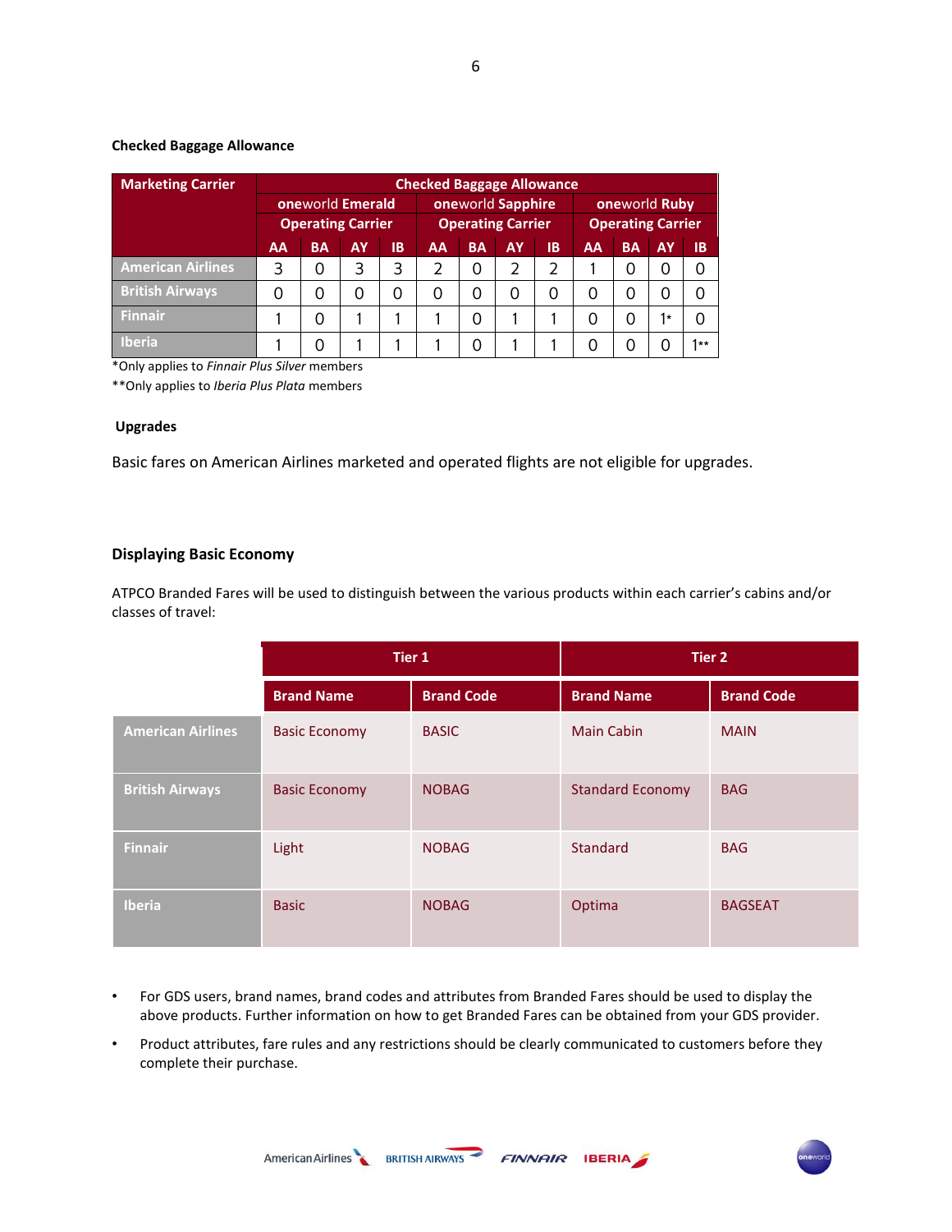### Checked Baggage Allowance

| Marketing Carrier | Checked Baggage Allowance | | | | | | | | | | | |
|---|---|---|---|---|---|---|---|---|---|---|---|---|
| | oneworld Emerald Operating Carrier | | | | oneworld Sapphire Operating Carrier | | | | oneworld Ruby Operating Carrier | | | |
| | AA | BA | AY | IB | AA | BA | AY | IB | AA | BA | AY | IB |
| American Airlines | 3 | 0 | 3 | 3 | 2 | 0 | 2 | 2 | 1 | 0 | 0 | 0 |
| British Airways | 0 | 0 | 0 | 0 | 0 | 0 | 0 | 0 | 0 | 0 | 0 | 0 |
| Finnair | 1 | 0 | 1 | 1 | 1 | 0 | 1 | 1 | 0 | 0 | 1* | 0 |
| Iberia | 1 | 0 | 1 | 1 | 1 | 0 | 1 | 1 | 0 | 0 | 0 | 1** |

*Only applies to *Finnair Plus Silver* members

**Only applies to *Iberia Plus Plata* members

### Upgrades

Basic fares on American Airlines marketed and operated flights are not eligible for upgrades.

### Displaying Basic Economy

ATPCO Branded Fares will be used to distinguish between the various products within each carrier's cabins and/or classes of travel:

| | Tier 1 | | Tier 2 | |
|---|---|---|---|---|
| | Brand Name | Brand Code | Brand Name | Brand Code |
| American Airlines | Basic Economy | BASIC | Main Cabin | MAIN |
| British Airways | Basic Economy | NOBAG | Standard Economy | BAG |
| Finnair | Light | NOBAG | Standard | BAG |
| Iberia | Basic | NOBAG | Optima | BAGSEAT |

- For GDS users, brand names, brand codes and attributes from Branded Fares should be used to display the above products. Further information on how to get Branded Fares can be obtained from your GDS provider.
- Product attributes, fare rules and any restrictions should be clearly communicated to customers before they complete their purchase.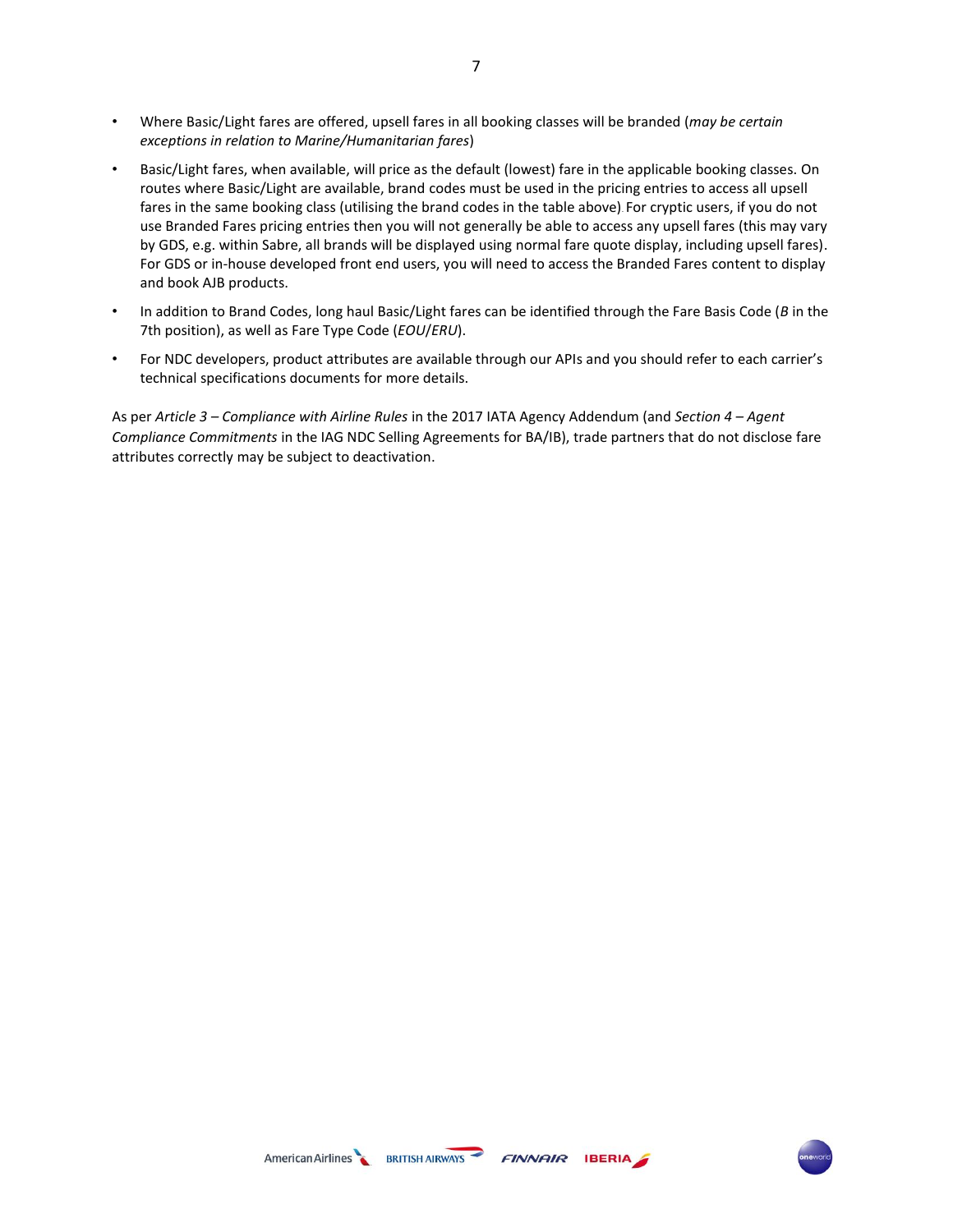- Where Basic/Light fares are offered, upsell fares in all booking classes will be branded (*may be certain exceptions in relation to Marine/Humanitarian fares*)
- Basic/Light fares, when available, will price as the default (lowest) fare in the applicable booking classes. On routes where Basic/Light are available, brand codes must be used in the pricing entries to access all upsell fares in the same booking class (utilising the brand codes in the table above). For cryptic users, if you do not use Branded Fares pricing entries then you will not generally be able to access any upsell fares (this may vary by GDS, e.g. within Sabre, all brands will be displayed using normal fare quote display, including upsell fares). For GDS or in-house developed front end users, you will need to access the Branded Fares content to display and book AJB products.
- In addition to Brand Codes, long haul Basic/Light fares can be identified through the Fare Basis Code (*B* in the 7th position), as well as Fare Type Code (*EOU*/*ERU*).
- For NDC developers, product attributes are available through our APIs and you should refer to each carrier's technical specifications documents for more details.

As per *Article 3 – Compliance with Airline Rules* in the 2017 IATA Agency Addendum (and *Section 4 – Agent Compliance Commitments* in the IAG NDC Selling Agreements for BA/IB), trade partners that do not disclose fare attributes correctly may be subject to deactivation.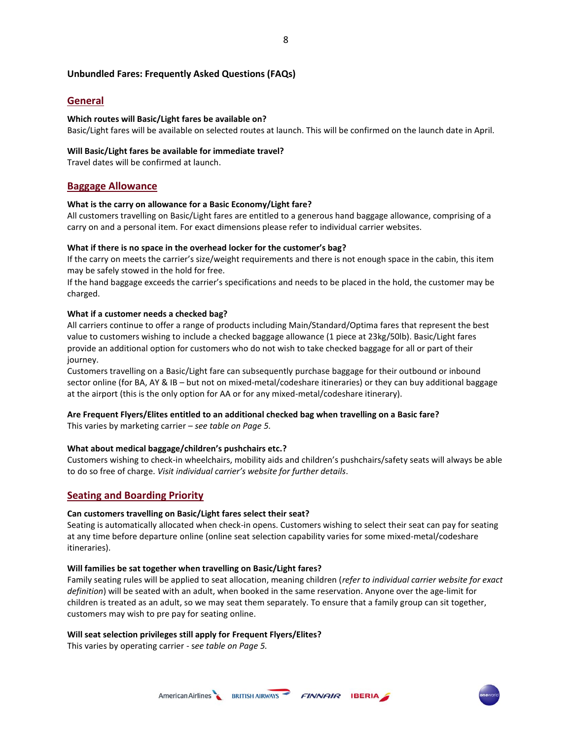# Unbundled Fares: Frequently Asked Questions (FAQs)

## General

**Which routes will Basic/Light fares be available on?**

Basic/Light fares will be available on selected routes at launch. This will be confirmed on the launch date in April.

**Will Basic/Light fares be available for immediate travel?**

Travel dates will be confirmed at launch.

## Baggage Allowance

**What is the carry on allowance for a Basic Economy/Light fare?**

All customers travelling on Basic/Light fares are entitled to a generous hand baggage allowance, comprising of a carry on and a personal item. For exact dimensions please refer to individual carrier websites.

**What if there is no space in the overhead locker for the customer's bag?**

If the carry on meets the carrier's size/weight requirements and there is not enough space in the cabin, this item may be safely stowed in the hold for free.

If the hand baggage exceeds the carrier's specifications and needs to be placed in the hold, the customer may be charged.

**What if a customer needs a checked bag?**

All carriers continue to offer a range of products including Main/Standard/Optima fares that represent the best value to customers wishing to include a checked baggage allowance (1 piece at 23kg/50lb). Basic/Light fares provide an additional option for customers who do not wish to take checked baggage for all or part of their journey.

Customers travelling on a Basic/Light fare can subsequently purchase baggage for their outbound or inbound sector online (for BA, AY & IB – but not on mixed-metal/codeshare itineraries) or they can buy additional baggage at the airport (this is the only option for AA or for any mixed-metal/codeshare itinerary).

**Are Frequent Flyers/Elites entitled to an additional checked bag when travelling on a Basic fare?**

This varies by marketing carrier – *see table on Page 5.*

**What about medical baggage/children's pushchairs etc.?**

Customers wishing to check-in wheelchairs, mobility aids and children's pushchairs/safety seats will always be able to do so free of charge. *Visit individual carrier's website for further details*.

## Seating and Boarding Priority

**Can customers travelling on Basic/Light fares select their seat?**

Seating is automatically allocated when check-in opens. Customers wishing to select their seat can pay for seating at any time before departure online (online seat selection capability varies for some mixed-metal/codeshare itineraries).

**Will families be sat together when travelling on Basic/Light fares?**

Family seating rules will be applied to seat allocation, meaning children (*refer to individual carrier website for exact definition*) will be seated with an adult, when booked in the same reservation. Anyone over the age-limit for children is treated as an adult, so we may seat them separately. To ensure that a family group can sit together, customers may wish to pre pay for seating online.

**Will seat selection privileges still apply for Frequent Flyers/Elites?**

This varies by operating carrier - *see table on Page 5.*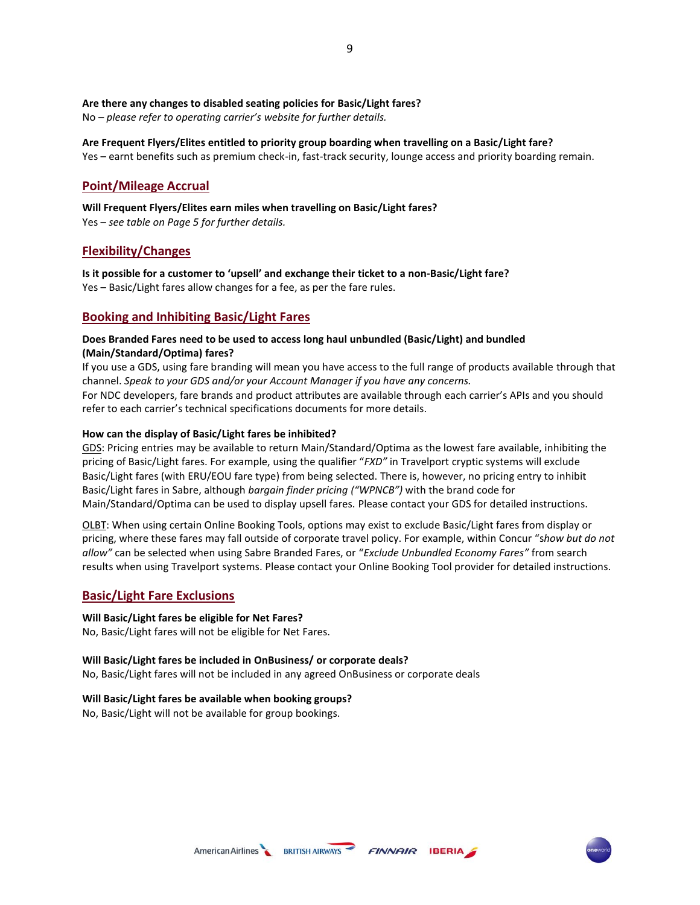**Are there any changes to disabled seating policies for Basic/Light fares?**
No – *please refer to operating carrier's website for further details.*

**Are Frequent Flyers/Elites entitled to priority group boarding when travelling on a Basic/Light fare?**
Yes – earnt benefits such as premium check-in, fast-track security, lounge access and priority boarding remain.

## Point/Mileage Accrual

**Will Frequent Flyers/Elites earn miles when travelling on Basic/Light fares?**
Yes – *see table on Page 5 for further details.*

## Flexibility/Changes

**Is it possible for a customer to 'upsell' and exchange their ticket to a non-Basic/Light fare?**
Yes – Basic/Light fares allow changes for a fee, as per the fare rules.

## Booking and Inhibiting Basic/Light Fares

**Does Branded Fares need to be used to access long haul unbundled (Basic/Light) and bundled (Main/Standard/Optima) fares?**
If you use a GDS, using fare branding will mean you have access to the full range of products available through that channel. *Speak to your GDS and/or your Account Manager if you have any concerns.*
For NDC developers, fare brands and product attributes are available through each carrier's APIs and you should refer to each carrier's technical specifications documents for more details.

**How can the display of Basic/Light fares be inhibited?**
GDS: Pricing entries may be available to return Main/Standard/Optima as the lowest fare available, inhibiting the pricing of Basic/Light fares. For example, using the qualifier "*FXD"* in Travelport cryptic systems will exclude Basic/Light fares (with ERU/EOU fare type) from being selected. There is, however, no pricing entry to inhibit Basic/Light fares in Sabre, although *bargain finder pricing ("WPNCB")* with the brand code for Main/Standard/Optima can be used to display upsell fares. Please contact your GDS for detailed instructions.

OLBT: When using certain Online Booking Tools, options may exist to exclude Basic/Light fares from display or pricing, where these fares may fall outside of corporate travel policy. For example, within Concur "s*how but do not allow"* can be selected when using Sabre Branded Fares, or "*Exclude Unbundled Economy Fares"* from search results when using Travelport systems. Please contact your Online Booking Tool provider for detailed instructions.

## Basic/Light Fare Exclusions

**Will Basic/Light fares be eligible for Net Fares?**
No, Basic/Light fares will not be eligible for Net Fares.

**Will Basic/Light fares be included in OnBusiness/ or corporate deals?**
No, Basic/Light fares will not be included in any agreed OnBusiness or corporate deals

**Will Basic/Light fares be available when booking groups?**
No, Basic/Light will not be available for group bookings.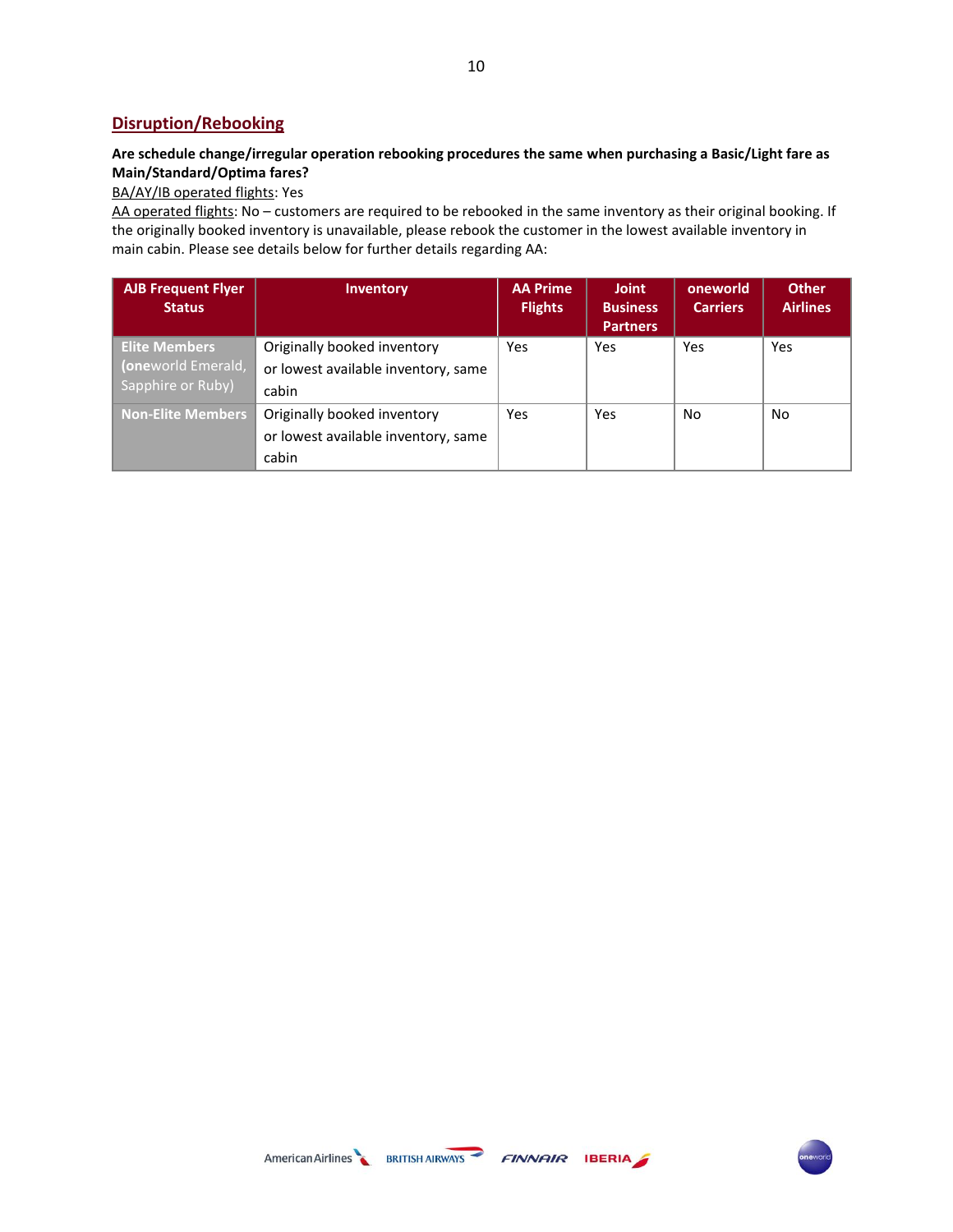## Disruption/Rebooking

**Are schedule change/irregular operation rebooking procedures the same when purchasing a Basic/Light fare as Main/Standard/Optima fares?**

BA/AY/IB operated flights: Yes

AA operated flights: No – customers are required to be rebooked in the same inventory as their original booking. If the originally booked inventory is unavailable, please rebook the customer in the lowest available inventory in main cabin. Please see details below for further details regarding AA:

| AJB Frequent Flyer Status | Inventory | AA Prime Flights | Joint Business Partners | oneworld Carriers | Other Airlines |
|---|---|---|---|---|---|
| **Elite Members** (**one**world Emerald, Sapphire or Ruby) | Originally booked inventory or lowest available inventory, same cabin | Yes | Yes | Yes | Yes |
| **Non-Elite Members** | Originally booked inventory or lowest available inventory, same cabin | Yes | Yes | No | No |